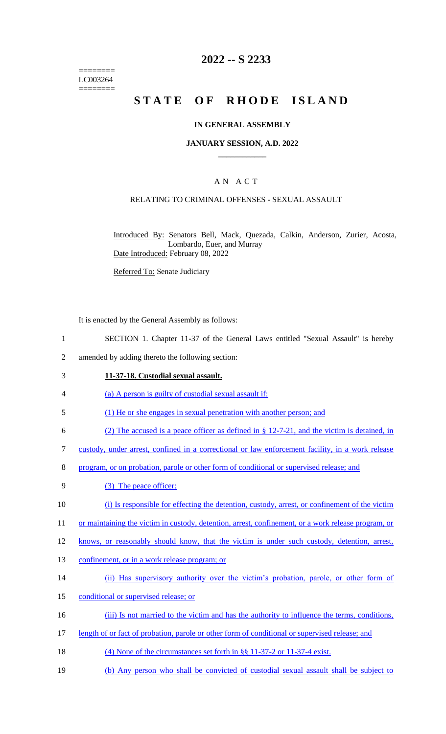========
LC003264
========

# 2022 -- S 2233

# STATE OF RHODE ISLAND

## IN GENERAL ASSEMBLY

## JANUARY SESSION, A.D. 2022

### A N A C T

### RELATING TO CRIMINAL OFFENSES - SEXUAL ASSAULT

Introduced By: Senators Bell, Mack, Quezada, Calkin, Anderson, Zurier, Acosta, Lombardo, Euer, and Murray

Date Introduced: February 08, 2022

Referred To: Senate Judiciary

It is enacted by the General Assembly as follows:

1 SECTION 1. Chapter 11-37 of the General Laws entitled "Sexual Assault" is hereby
2 amended by adding thereto the following section:

3 **11-37-18. Custodial sexual assault.**

4 (a) A person is guilty of custodial sexual assault if:

5 (1) He or she engages in sexual penetration with another person; and

6 (2) The accused is a peace officer as defined in § 12-7-21, and the victim is detained, in
7 custody, under arrest, confined in a correctional or law enforcement facility, in a work release
8 program, or on probation, parole or other form of conditional or supervised release; and

9 (3) The peace officer:

10 (i) Is responsible for effecting the detention, custody, arrest, or confinement of the victim
11 or maintaining the victim in custody, detention, arrest, confinement, or a work release program, or
12 knows, or reasonably should know, that the victim is under such custody, detention, arrest,
13 confinement, or in a work release program; or

14 (ii) Has supervisory authority over the victim's probation, parole, or other form of
15 conditional or supervised release; or

16 (iii) Is not married to the victim and has the authority to influence the terms, conditions,
17 length of or fact of probation, parole or other form of conditional or supervised release; and

18 (4) None of the circumstances set forth in §§ 11-37-2 or 11-37-4 exist.

19 (b) Any person who shall be convicted of custodial sexual assault shall be subject to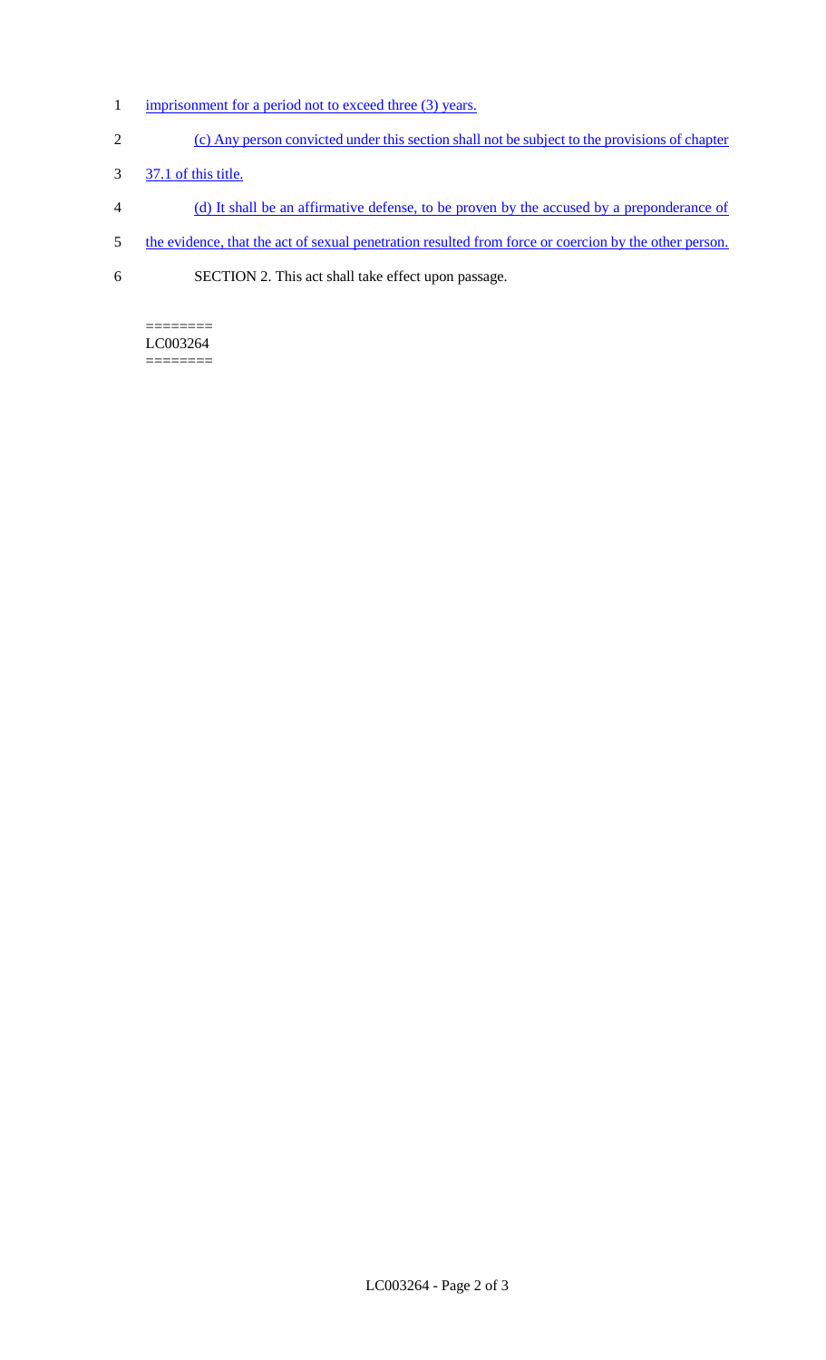imprisonment for a period not to exceed three (3) years.

(c) Any person convicted under this section shall not be subject to the provisions of chapter 37.1 of this title.

(d) It shall be an affirmative defense, to be proven by the accused by a preponderance of the evidence, that the act of sexual penetration resulted from force or coercion by the other person.

SECTION 2. This act shall take effect upon passage.

========
LC003264
========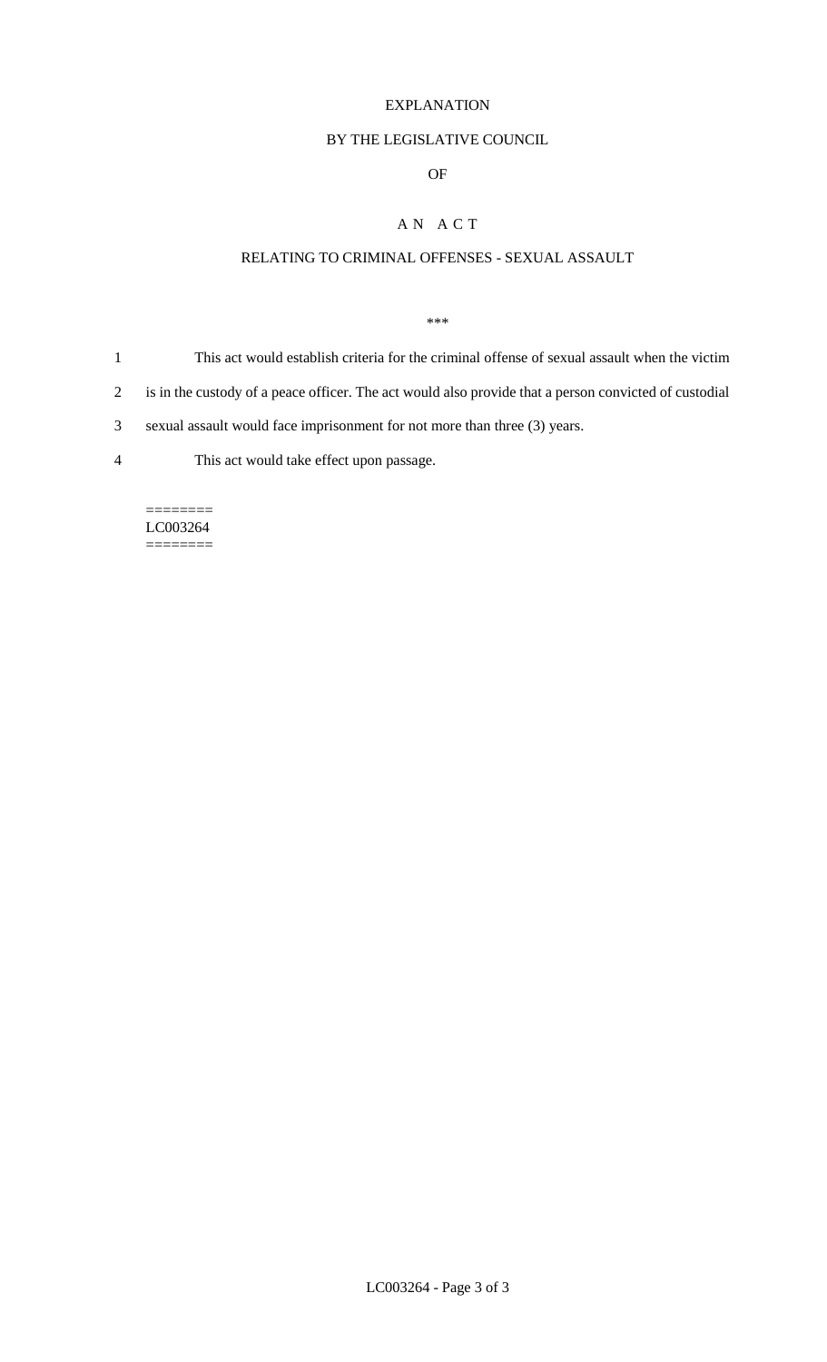EXPLANATION

BY THE LEGISLATIVE COUNCIL

OF

A N A C T

RELATING TO CRIMINAL OFFENSES - SEXUAL ASSAULT

\*\*\*

1 This act would establish criteria for the criminal offense of sexual assault when the victim
2 is in the custody of a peace officer. The act would also provide that a person convicted of custodial
3 sexual assault would face imprisonment for not more than three (3) years.
4 This act would take effect upon passage.

========
LC003264
========